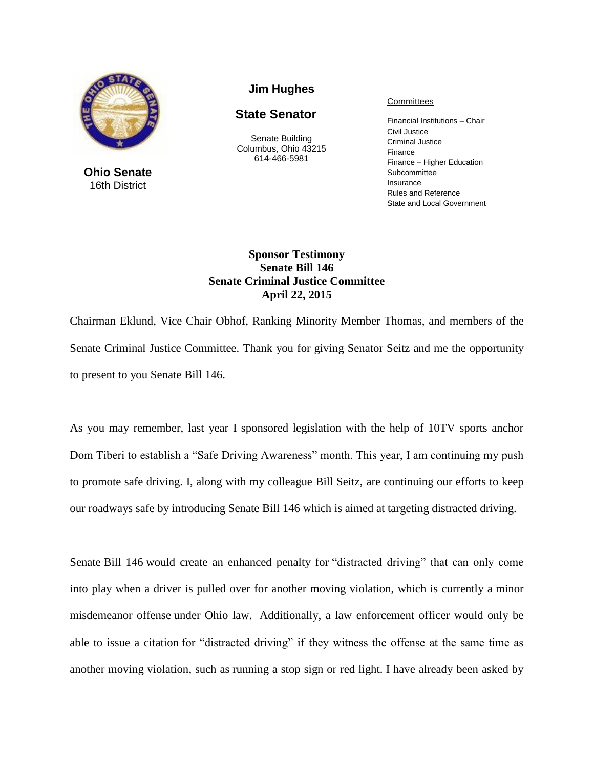**Ohio Senate**
16th District

**Jim Hughes**

**State Senator**

Senate Building
Columbus, Ohio 43215
614-466-5981

Committees

Financial Institutions – Chair
Civil Justice
Criminal Justice
Finance
Finance – Higher Education Subcommittee
Insurance
Rules and Reference
State and Local Government

**Sponsor Testimony**
**Senate Bill 146**
**Senate Criminal Justice Committee**
**April 22, 2015**

Chairman Eklund, Vice Chair Obhof, Ranking Minority Member Thomas, and members of the Senate Criminal Justice Committee. Thank you for giving Senator Seitz and me the opportunity to present to you Senate Bill 146.

As you may remember, last year I sponsored legislation with the help of 10TV sports anchor Dom Tiberi to establish a "Safe Driving Awareness" month. This year, I am continuing my push to promote safe driving. I, along with my colleague Bill Seitz, are continuing our efforts to keep our roadways safe by introducing Senate Bill 146 which is aimed at targeting distracted driving.

Senate Bill 146 would create an enhanced penalty for "distracted driving" that can only come into play when a driver is pulled over for another moving violation, which is currently a minor misdemeanor offense under Ohio law. Additionally, a law enforcement officer would only be able to issue a citation for "distracted driving" if they witness the offense at the same time as another moving violation, such as running a stop sign or red light. I have already been asked by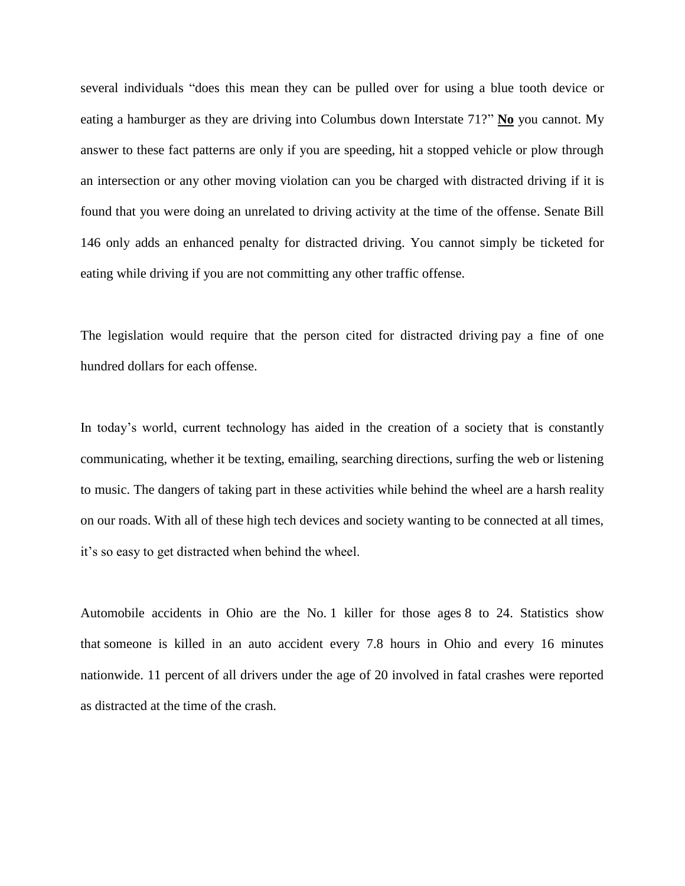several individuals "does this mean they can be pulled over for using a blue tooth device or eating a hamburger as they are driving into Columbus down Interstate 71?" **No** you cannot. My answer to these fact patterns are only if you are speeding, hit a stopped vehicle or plow through an intersection or any other moving violation can you be charged with distracted driving if it is found that you were doing an unrelated to driving activity at the time of the offense. Senate Bill 146 only adds an enhanced penalty for distracted driving. You cannot simply be ticketed for eating while driving if you are not committing any other traffic offense.

The legislation would require that the person cited for distracted driving pay a fine of one hundred dollars for each offense.

In today's world, current technology has aided in the creation of a society that is constantly communicating, whether it be texting, emailing, searching directions, surfing the web or listening to music. The dangers of taking part in these activities while behind the wheel are a harsh reality on our roads. With all of these high tech devices and society wanting to be connected at all times, it's so easy to get distracted when behind the wheel.

Automobile accidents in Ohio are the No. 1 killer for those ages 8 to 24. Statistics show that someone is killed in an auto accident every 7.8 hours in Ohio and every 16 minutes nationwide. 11 percent of all drivers under the age of 20 involved in fatal crashes were reported as distracted at the time of the crash.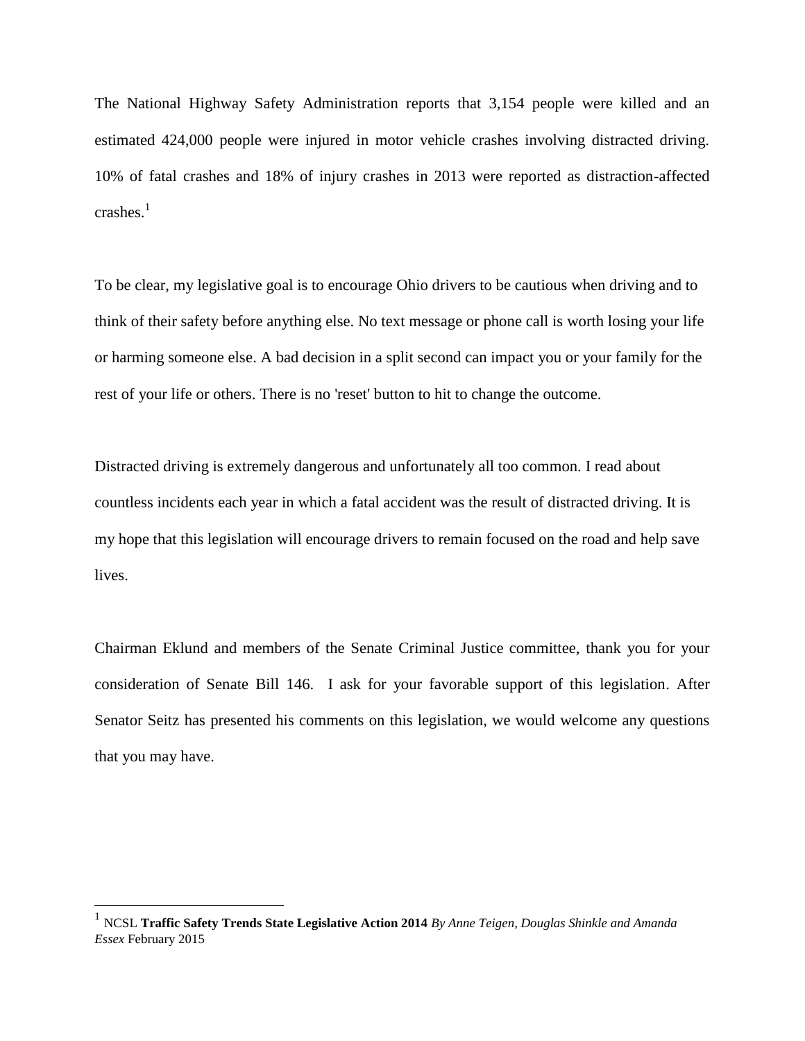The National Highway Safety Administration reports that 3,154 people were killed and an estimated 424,000 people were injured in motor vehicle crashes involving distracted driving. 10% of fatal crashes and 18% of injury crashes in 2013 were reported as distraction-affected crashes.[1]

To be clear, my legislative goal is to encourage Ohio drivers to be cautious when driving and to think of their safety before anything else. No text message or phone call is worth losing your life or harming someone else. A bad decision in a split second can impact you or your family for the rest of your life or others. There is no 'reset' button to hit to change the outcome.

Distracted driving is extremely dangerous and unfortunately all too common. I read about countless incidents each year in which a fatal accident was the result of distracted driving. It is my hope that this legislation will encourage drivers to remain focused on the road and help save lives.

Chairman Eklund and members of the Senate Criminal Justice committee, thank you for your consideration of Senate Bill 146. I ask for your favorable support of this legislation. After Senator Seitz has presented his comments on this legislation, we would welcome any questions that you may have.

---

[1] NCSL **Traffic Safety Trends State Legislative Action 2014** *By Anne Teigen, Douglas Shinkle and Amanda Essex* February 2015